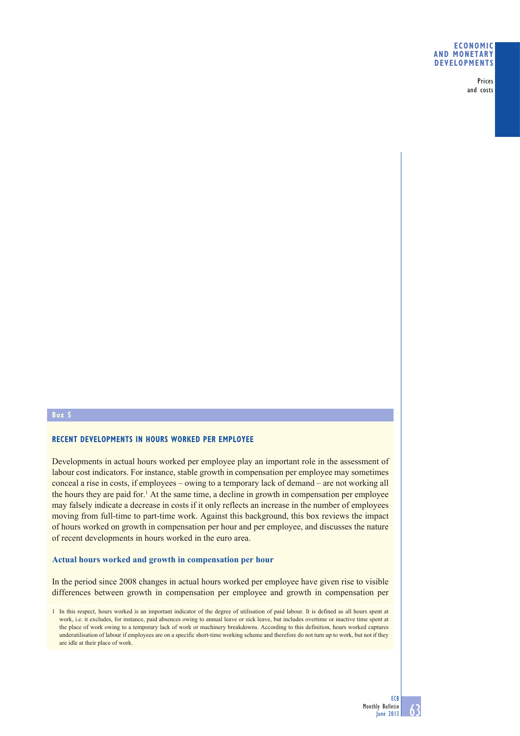## Box 5

### RECENT DEVELOPMENTS IN HOURS WORKED PER EMPLOYEE

Developments in actual hours worked per employee play an important role in the assessment of labour cost indicators. For instance, stable growth in compensation per employee may sometimes conceal a rise in costs, if employees – owing to a temporary lack of demand – are not working all the hours they are paid for.[1] At the same time, a decline in growth in compensation per employee may falsely indicate a decrease in costs if it only reflects an increase in the number of employees moving from full-time to part-time work. Against this background, this box reviews the impact of hours worked on growth in compensation per hour and per employee, and discusses the nature of recent developments in hours worked in the euro area.

#### Actual hours worked and growth in compensation per hour

In the period since 2008 changes in actual hours worked per employee have given rise to visible differences between growth in compensation per employee and growth in compensation per

1 In this respect, hours worked is an important indicator of the degree of utilisation of paid labour. It is defined as all hours spent at work, i.e. it excludes, for instance, paid absences owing to annual leave or sick leave, but includes overtime or inactive time spent at the place of work owing to a temporary lack of work or machinery breakdowns. According to this definition, hours worked captures underutilisation of labour if employees are on a specific short-time working scheme and therefore do not turn up to work, but not if they are idle at their place of work.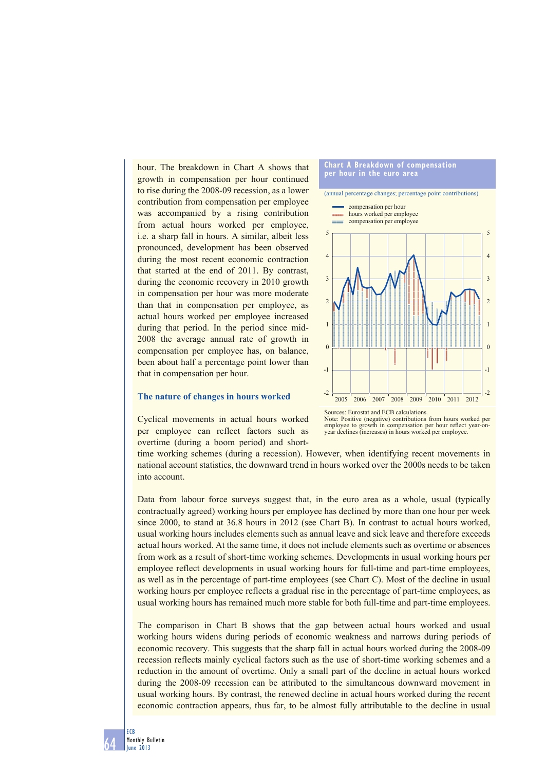hour. The breakdown in Chart A shows that growth in compensation per hour continued to rise during the 2008-09 recession, as a lower contribution from compensation per employee was accompanied by a rising contribution from actual hours worked per employee, i.e. a sharp fall in hours. A similar, albeit less pronounced, development has been observed during the most recent economic contraction that started at the end of 2011. By contrast, during the economic recovery in 2010 growth in compensation per hour was more moderate than that in compensation per employee, as actual hours worked per employee increased during that period. In the period since mid-2008 the average annual rate of growth in compensation per employee has, on balance, been about half a percentage point lower than that in compensation per hour.

**Chart A Breakdown of compensation per hour in the euro area**

(annual percentage changes; percentage point contributions)

- compensation per hour
- hours worked per employee
- compensation per employee

Sources: Eurostat and ECB calculations.
Note: Positive (negative) contributions from hours worked per employee to growth in compensation per hour reflect year-on-year declines (increases) in hours worked per employee.

### The nature of changes in hours worked

Cyclical movements in actual hours worked per employee can reflect factors such as overtime (during a boom period) and short-time working schemes (during a recession). However, when identifying recent movements in national account statistics, the downward trend in hours worked over the 2000s needs to be taken into account.

Data from labour force surveys suggest that, in the euro area as a whole, usual (typically contractually agreed) working hours per employee has declined by more than one hour per week since 2000, to stand at 36.8 hours in 2012 (see Chart B). In contrast to actual hours worked, usual working hours includes elements such as annual leave and sick leave and therefore exceeds actual hours worked. At the same time, it does not include elements such as overtime or absences from work as a result of short-time working schemes. Developments in usual working hours per employee reflect developments in usual working hours for full-time and part-time employees, as well as in the percentage of part-time employees (see Chart C). Most of the decline in usual working hours per employee reflects a gradual rise in the percentage of part-time employees, as usual working hours has remained much more stable for both full-time and part-time employees.

The comparison in Chart B shows that the gap between actual hours worked and usual working hours widens during periods of economic weakness and narrows during periods of economic recovery. This suggests that the sharp fall in actual hours worked during the 2008-09 recession reflects mainly cyclical factors such as the use of short-time working schemes and a reduction in the amount of overtime. Only a small part of the decline in actual hours worked during the 2008-09 recession can be attributed to the simultaneous downward movement in usual working hours. By contrast, the renewed decline in actual hours worked during the recent economic contraction appears, thus far, to be almost fully attributable to the decline in usual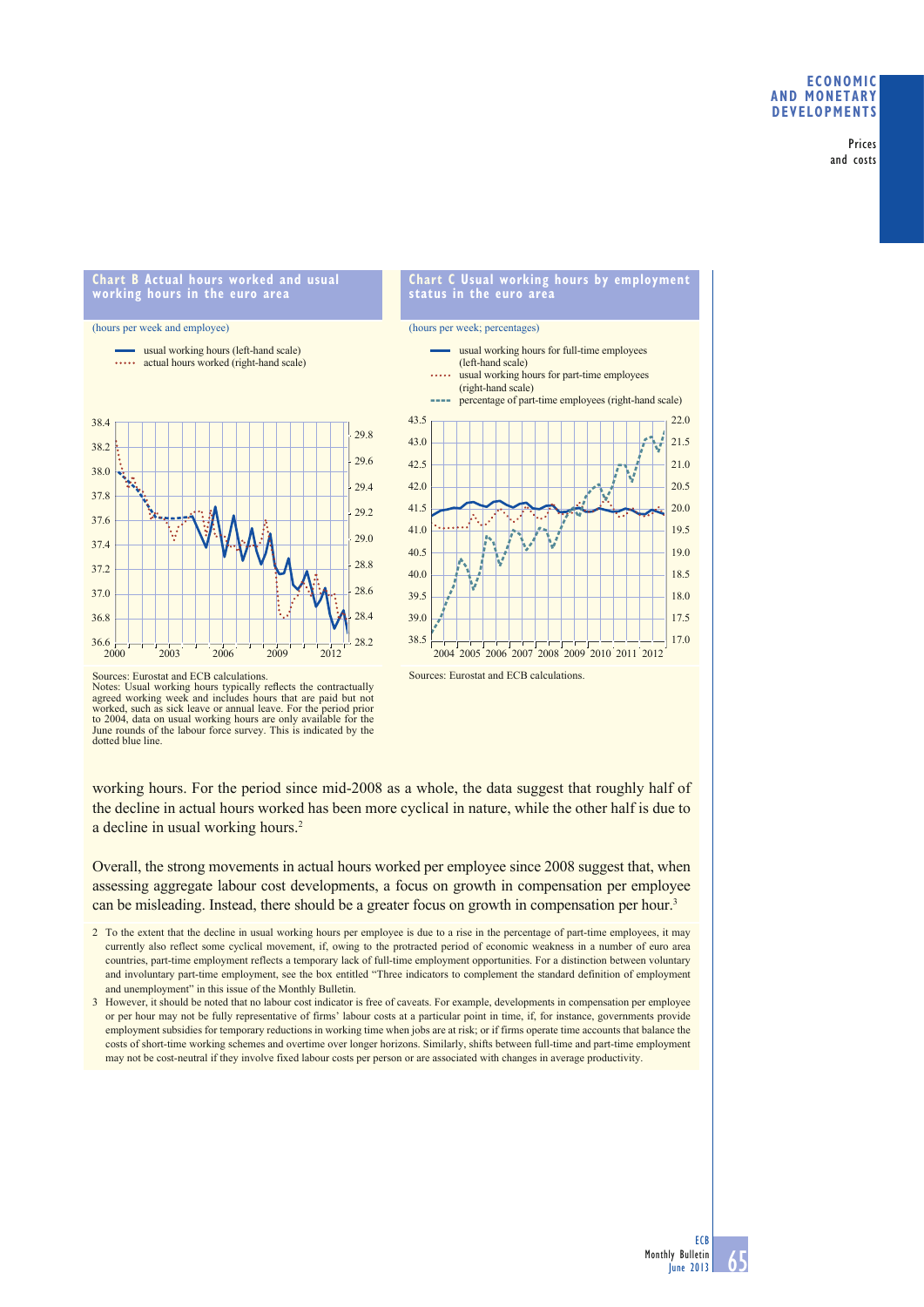### Chart B Actual hours worked and usual working hours in the euro area

(hours per week and employee)

usual working hours (left-hand scale)
actual hours worked (right-hand scale)

38.4
38.2
38.0
37.8
37.6
37.4
37.2
37.0
36.8
36.6

29.8
29.6
29.4
29.2
29.0
28.8
28.6
28.4
28.2

2000 2003 2006 2009 2012

Sources: Eurostat and ECB calculations.
Notes: Usual working hours typically reflects the contractually agreed working week and includes hours that are paid but not worked, such as sick leave or annual leave. For the period prior to 2004, data on usual working hours are only available for the June rounds of the labour force survey. This is indicated by the dotted blue line.

### Chart C Usual working hours by employment status in the euro area

(hours per week; percentages)

usual working hours for full-time employees (left-hand scale)
usual working hours for part-time employees (right-hand scale)
percentage of part-time employees (right-hand scale)

43.5
43.0
42.5
42.0
41.5
41.0
40.5
40.0
39.5
39.0
38.5

22.0
21.5
21.0
20.5
20.0
19.5
19.0
18.5
18.0
17.5
17.0

2004 2005 2006 2007 2008 2009 2010 2011 2012

Sources: Eurostat and ECB calculations.

working hours. For the period since mid-2008 as a whole, the data suggest that roughly half of the decline in actual hours worked has been more cyclical in nature, while the other half is due to a decline in usual working hours.[2]

Overall, the strong movements in actual hours worked per employee since 2008 suggest that, when assessing aggregate labour cost developments, a focus on growth in compensation per employee can be misleading. Instead, there should be a greater focus on growth in compensation per hour.[3]

2 To the extent that the decline in usual working hours per employee is due to a rise in the percentage of part-time employees, it may currently also reflect some cyclical movement, if, owing to the protracted period of economic weakness in a number of euro area countries, part-time employment reflects a temporary lack of full-time employment opportunities. For a distinction between voluntary and involuntary part-time employment, see the box entitled "Three indicators to complement the standard definition of employment and unemployment" in this issue of the Monthly Bulletin.

3 However, it should be noted that no labour cost indicator is free of caveats. For example, developments in compensation per employee or per hour may not be fully representative of firms' labour costs at a particular point in time, if, for instance, governments provide employment subsidies for temporary reductions in working time when jobs are at risk; or if firms operate time accounts that balance the costs of short-time working schemes and overtime over longer horizons. Similarly, shifts between full-time and part-time employment may not be cost-neutral if they involve fixed labour costs per person or are associated with changes in average productivity.